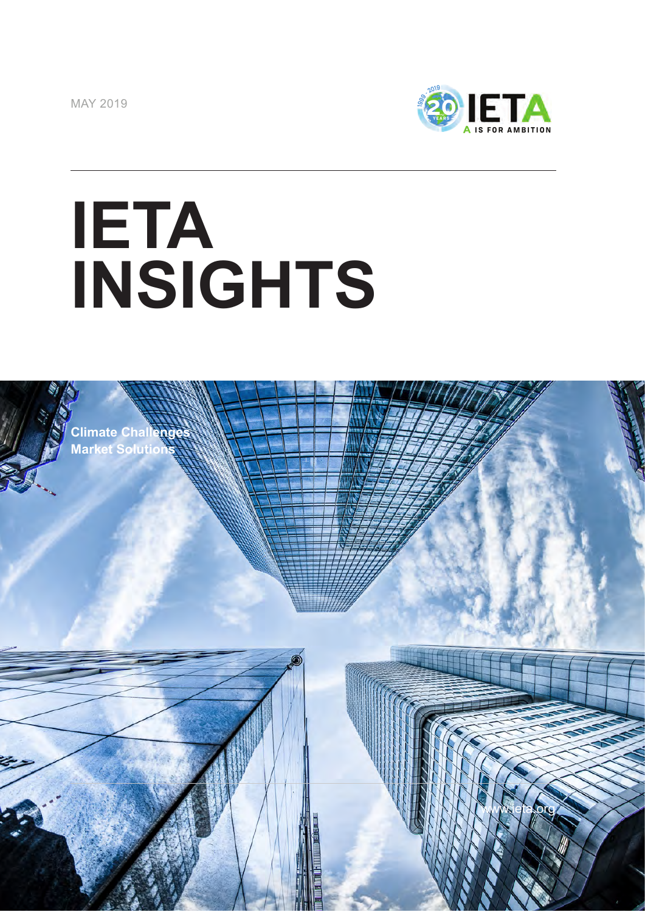MAY 2019

IETA — A IS FOR AMBITION

# IETA INSIGHTS

Climate Challenges
Market Solutions

www.ieta.org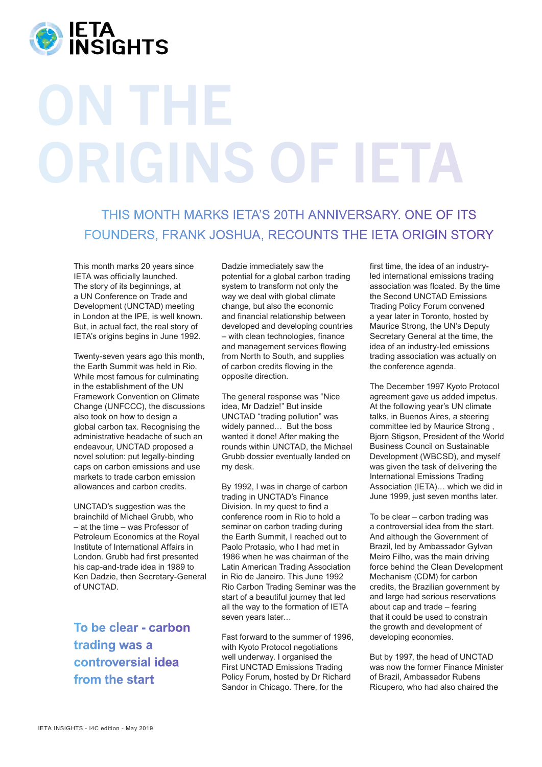# ON THE ORIGINS OF IETA

## THIS MONTH MARKS IETA'S 20TH ANNIVERSARY. ONE OF ITS FOUNDERS, FRANK JOSHUA, RECOUNTS THE IETA ORIGIN STORY

This month marks 20 years since IETA was officially launched. The story of its beginnings, at a UN Conference on Trade and Development (UNCTAD) meeting in London at the IPE, is well known. But, in actual fact, the real story of IETA's origins begins in June 1992.

Twenty-seven years ago this month, the Earth Summit was held in Rio. While most famous for culminating in the establishment of the UN Framework Convention on Climate Change (UNFCCC), the discussions also took on how to design a global carbon tax. Recognising the administrative headache of such an endeavour, UNCTAD proposed a novel solution: put legally-binding caps on carbon emissions and use markets to trade carbon emission allowances and carbon credits.

UNCTAD's suggestion was the brainchild of Michael Grubb, who – at the time – was Professor of Petroleum Economics at the Royal Institute of International Affairs in London. Grubb had first presented his cap-and-trade idea in 1989 to Ken Dadzie, then Secretary-General of UNCTAD.

> **To be clear - carbon trading was a controversial idea from the start**

Dadzie immediately saw the potential for a global carbon trading system to transform not only the way we deal with global climate change, but also the economic and financial relationship between developed and developing countries – with clean technologies, finance and management services flowing from North to South, and supplies of carbon credits flowing in the opposite direction.

The general response was "Nice idea, Mr Dadzie!" But inside UNCTAD "trading pollution" was widely panned… But the boss wanted it done! After making the rounds within UNCTAD, the Michael Grubb dossier eventually landed on my desk.

By 1992, I was in charge of carbon trading in UNCTAD's Finance Division. In my quest to find a conference room in Rio to hold a seminar on carbon trading during the Earth Summit, I reached out to Paolo Protasio, who I had met in 1986 when he was chairman of the Latin American Trading Association in Rio de Janeiro. This June 1992 Rio Carbon Trading Seminar was the start of a beautiful journey that led all the way to the formation of IETA seven years later…

Fast forward to the summer of 1996, with Kyoto Protocol negotiations well underway. I organised the First UNCTAD Emissions Trading Policy Forum, hosted by Dr Richard Sandor in Chicago. There, for the first time, the idea of an industry-led international emissions trading association was floated. By the time the Second UNCTAD Emissions Trading Policy Forum convened a year later in Toronto, hosted by Maurice Strong, the UN's Deputy Secretary General at the time, the idea of an industry-led emissions trading association was actually on the conference agenda.

The December 1997 Kyoto Protocol agreement gave us added impetus. At the following year's UN climate talks, in Buenos Aires, a steering committee led by Maurice Strong , Bjorn Stigson, President of the World Business Council on Sustainable Development (WBCSD), and myself was given the task of delivering the International Emissions Trading Association (IETA)… which we did in June 1999, just seven months later.

To be clear – carbon trading was a controversial idea from the start. And although the Government of Brazil, led by Ambassador Gylvan Meiro Filho, was the main driving force behind the Clean Development Mechanism (CDM) for carbon credits, the Brazilian government by and large had serious reservations about cap and trade – fearing that it could be used to constrain the growth and development of developing economies.

But by 1997, the head of UNCTAD was now the former Finance Minister of Brazil, Ambassador Rubens Ricupero, who had also chaired the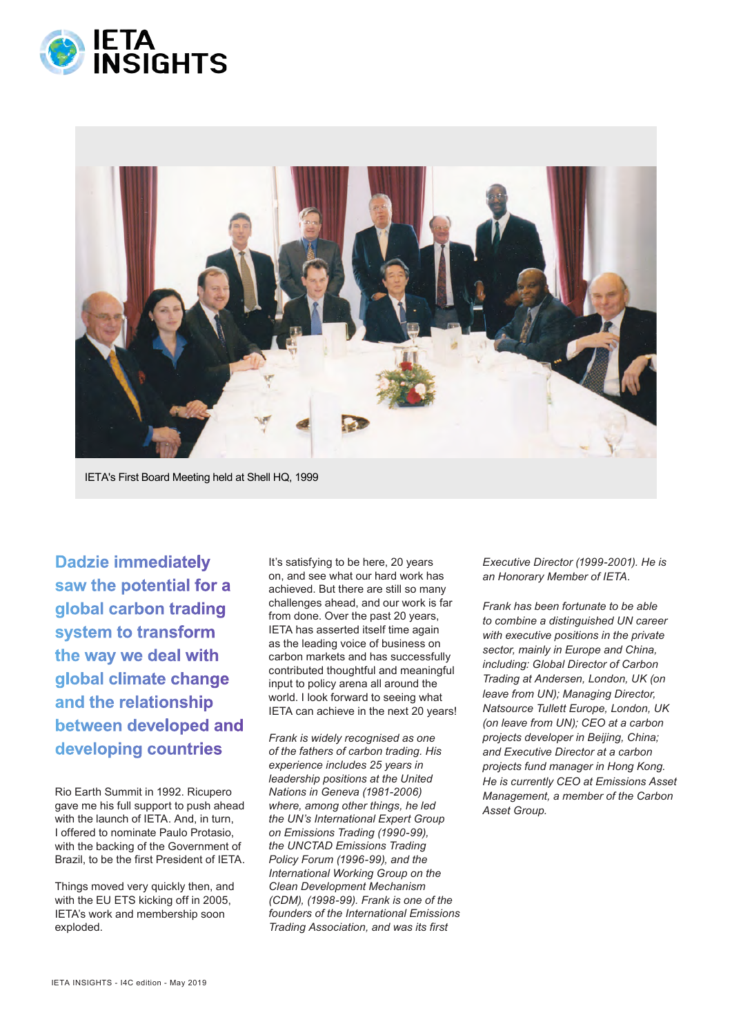IETA's First Board Meeting held at Shell HQ, 1999

## Dadzie immediately saw the potential for a global carbon trading system to transform the way we deal with global climate change and the relationship between developed and developing countries

Rio Earth Summit in 1992. Ricupero gave me his full support to push ahead with the launch of IETA. And, in turn, I offered to nominate Paulo Protasio, with the backing of the Government of Brazil, to be the first President of IETA.

Things moved very quickly then, and with the EU ETS kicking off in 2005, IETA's work and membership soon exploded.

It's satisfying to be here, 20 years on, and see what our hard work has achieved. But there are still so many challenges ahead, and our work is far from done. Over the past 20 years, IETA has asserted itself time again as the leading voice of business on carbon markets and has successfully contributed thoughtful and meaningful input to policy arena all around the world. I look forward to seeing what IETA can achieve in the next 20 years!

*Frank is widely recognised as one of the fathers of carbon trading. His experience includes 25 years in leadership positions at the United Nations in Geneva (1981-2006) where, among other things, he led the UN's International Expert Group on Emissions Trading (1990-99), the UNCTAD Emissions Trading Policy Forum (1996-99), and the International Working Group on the Clean Development Mechanism (CDM), (1998-99). Frank is one of the founders of the International Emissions Trading Association, and was its first Executive Director (1999-2001). He is an Honorary Member of IETA.*

*Frank has been fortunate to be able to combine a distinguished UN career with executive positions in the private sector, mainly in Europe and China, including: Global Director of Carbon Trading at Andersen, London, UK (on leave from UN); Managing Director, Natsource Tullett Europe, London, UK (on leave from UN); CEO at a carbon projects developer in Beijing, China; and Executive Director at a carbon projects fund manager in Hong Kong. He is currently CEO at Emissions Asset Management, a member of the Carbon Asset Group.*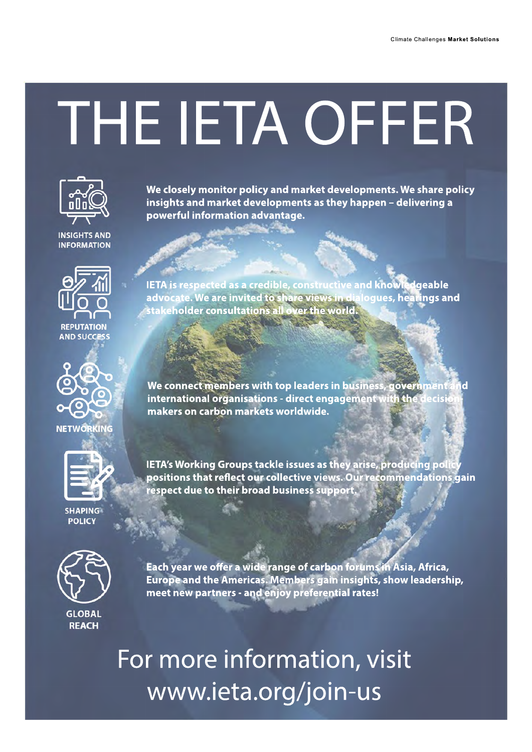# THE IETA OFFER

**INSIGHTS AND INFORMATION**

**We closely monitor policy and market developments. We share policy insights and market developments as they happen – delivering a powerful information advantage.**

**REPUTATION AND SUCCESS**

**IETA is respected as a credible, constructive and knowledgeable advocate. We are invited to share views in dialogues, hearings and stakeholder consultations all over the world.**

**NETWORKING**

**We connect members with top leaders in business, government and international organisations - direct engagement with the decision-makers on carbon markets worldwide.**

**SHAPING POLICY**

**IETA's Working Groups tackle issues as they arise, producing policy positions that reflect our collective views. Our recommendations gain respect due to their broad business support.**

**GLOBAL REACH**

**Each year we offer a wide range of carbon forums in Asia, Africa, Europe and the Americas. Members gain insights, show leadership, meet new partners - and enjoy preferential rates!**

For more information, visit www.ieta.org/join-us